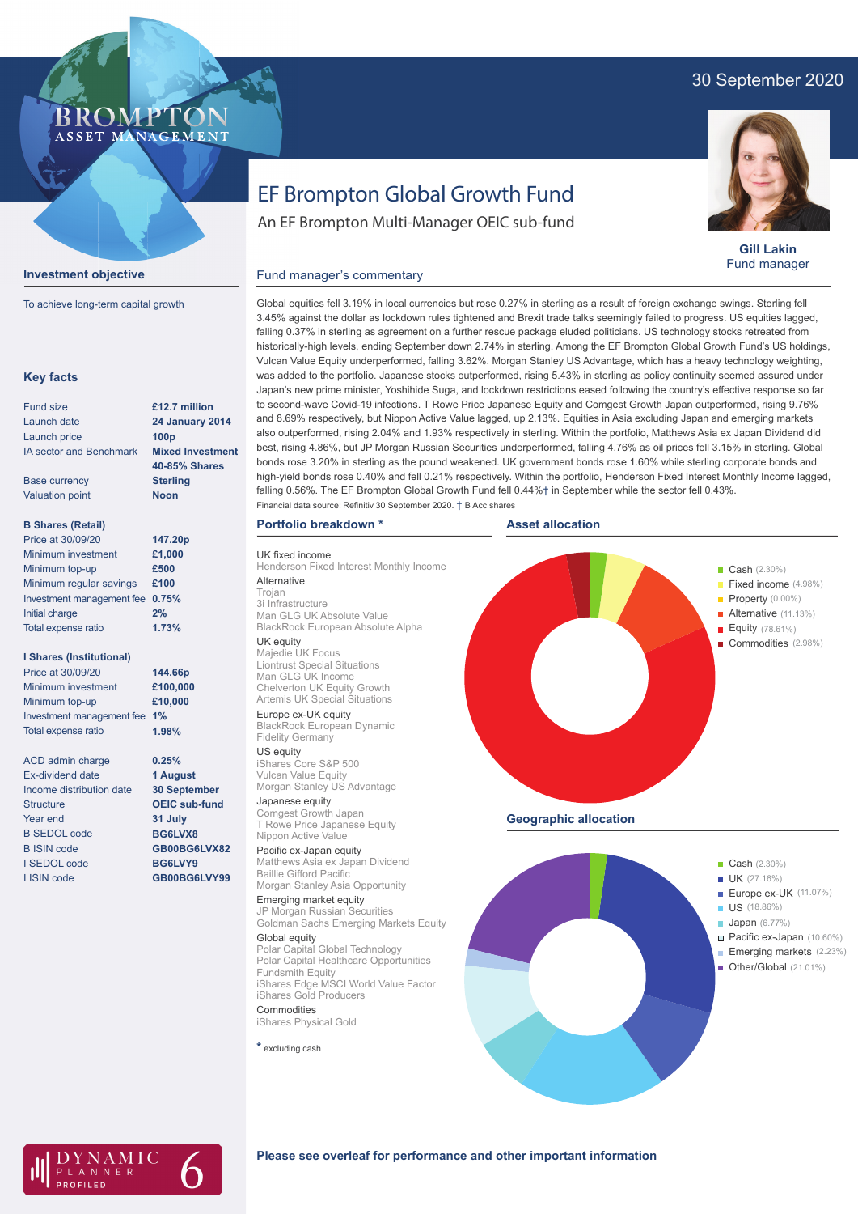30 September 2020

# EF Brompton Global Growth Fund

An EF Brompton Multi-Manager OEIC sub-fund

**Gill Lakin**
Fund manager

## Investment objective

To achieve long-term capital growth

## Key facts

| | |
|---|---|
| Fund size | £12.7 million |
| Launch date | 24 January 2014 |
| Launch price | 100p |
| IA sector and Benchmark | Mixed Investment 40-85% Shares |
| Base currency | Sterling |
| Valuation point | Noon |

**B Shares (Retail)**

| | |
|---|---|
| Price at 30/09/20 | 147.20p |
| Minimum investment | £1,000 |
| Minimum top-up | £500 |
| Minimum regular savings | £100 |
| Investment management fee | 0.75% |
| Initial charge | 2% |
| Total expense ratio | 1.73% |

**I Shares (Institutional)**

| | |
|---|---|
| Price at 30/09/20 | 144.66p |
| Minimum investment | £100,000 |
| Minimum top-up | £10,000 |
| Investment management fee | 1% |
| Total expense ratio | 1.98% |

| | |
|---|---|
| ACD admin charge | 0.25% |
| Ex-dividend date | 1 August |
| Income distribution date | 30 September |
| Structure | OEIC sub-fund |
| Year end | 31 July |
| B SEDOL code | BG6LVX8 |
| B ISIN code | GB00BG6LVX82 |
| I SEDOL code | BG6LVY9 |
| I ISIN code | GB00BG6LVY99 |

## Fund manager's commentary

Global equities fell 3.19% in local currencies but rose 0.27% in sterling as a result of foreign exchange swings. Sterling fell 3.45% against the dollar as lockdown rules tightened and Brexit trade talks seemingly failed to progress. US equities lagged, falling 0.37% in sterling as agreement on a further rescue package eluded politicians. US technology stocks retreated from historically-high levels, ending September down 2.74% in sterling. Among the EF Brompton Global Growth Fund's US holdings, Vulcan Value Equity underperformed, falling 3.62%. Morgan Stanley US Advantage, which has a heavy technology weighting, was added to the portfolio. Japanese stocks outperformed, rising 5.43% in sterling as policy continuity seemed assured under Japan's new prime minister, Yoshihide Suga, and lockdown restrictions eased following the country's effective response so far to second-wave Covid-19 infections. T Rowe Price Japanese Equity and Comgest Growth Japan outperformed, rising 9.76% and 8.69% respectively, but Nippon Active Value lagged, up 2.13%. Equities in Asia excluding Japan and emerging markets also outperformed, rising 2.04% and 1.93% respectively in sterling. Within the portfolio, Matthews Asia ex Japan Dividend did best, rising 4.86%, but JP Morgan Russian Securities underperformed, falling 4.76% as oil prices fell 3.15% in sterling. Global bonds rose 3.20% in sterling as the pound weakened. UK government bonds rose 1.60% while sterling corporate bonds and high-yield bonds rose 0.40% and fell 0.21% respectively. Within the portfolio, Henderson Fixed Interest Monthly Income lagged, falling 0.56%. The EF Brompton Global Growth Fund fell 0.44%† in September while the sector fell 0.43%.

Financial data source: Refinitiv 30 September 2020. † B Acc shares

## Portfolio breakdown *

**UK fixed income**
Henderson Fixed Interest Monthly Income

**Alternative**
Trojan
3i Infrastructure
Man GLG UK Absolute Value
BlackRock European Absolute Alpha

**UK equity**
Majedie UK Focus
Liontrust Special Situations
Man GLG UK Income
Chelverton UK Equity Growth
Artemis UK Special Situations

**Europe ex-UK equity**
BlackRock European Dynamic
Fidelity Germany

**US equity**
iShares Core S&P 500
Vulcan Value Equity
Morgan Stanley US Advantage

**Japanese equity**
Comgest Growth Japan
T Rowe Price Japanese Equity
Nippon Active Value

**Pacific ex-Japan equity**
Matthews Asia ex Japan Dividend
Baillie Gifford Pacific
Morgan Stanley Asia Opportunity

**Emerging market equity**
JP Morgan Russian Securities
Goldman Sachs Emerging Markets Equity

**Global equity**
Polar Capital Global Technology
Polar Capital Healthcare Opportunities
Fundsmith Equity
iShares Edge MSCI World Value Factor
iShares Gold Producers

**Commodities**
iShares Physical Gold

* excluding cash

## Asset allocation

- Cash (2.30%)
- Fixed income (4.98%)
- Property (0.00%)
- Alternative (11.13%)
- Equity (78.61%)
- Commodities (2.98%)

## Geographic allocation

- Cash (2.30%)
- UK (27.16%)
- Europe ex-UK (11.07%)
- US (18.86%)
- Japan (6.77%)
- Pacific ex-Japan (10.60%)
- Emerging markets (2.23%)
- Other/Global (21.01%)

Dynamic Planner Profiled 6

**Please see overleaf for performance and other important information**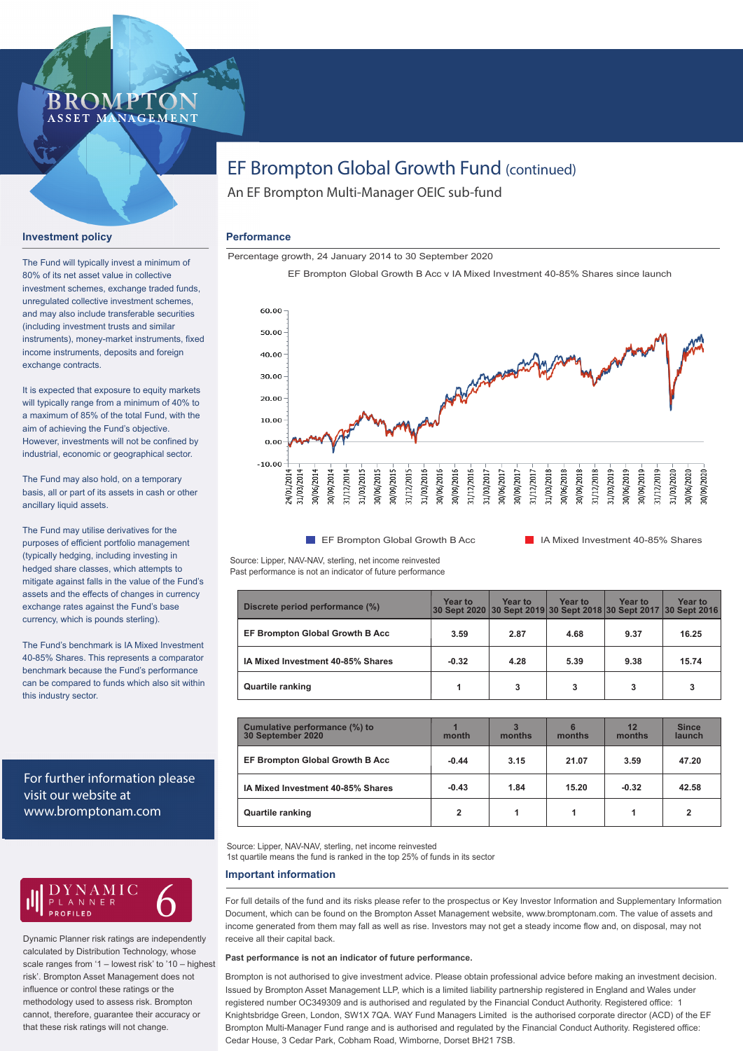# EF Brompton Global Growth Fund (continued)

An EF Brompton Multi-Manager OEIC sub-fund

## Investment policy

The Fund will typically invest a minimum of 80% of its net asset value in collective investment schemes, exchange traded funds, unregulated collective investment schemes, and may also include transferable securities (including investment trusts and similar instruments), money-market instruments, fixed income instruments, deposits and foreign exchange contracts.

It is expected that exposure to equity markets will typically range from a minimum of 40% to a maximum of 85% of the total Fund, with the aim of achieving the Fund's objective. However, investments will not be confined by industrial, economic or geographical sector.

The Fund may also hold, on a temporary basis, all or part of its assets in cash or other ancillary liquid assets.

The Fund may utilise derivatives for the purposes of efficient portfolio management (typically hedging, including investing in hedged share classes, which attempts to mitigate against falls in the value of the Fund's assets and the effects of changes in currency exchange rates against the Fund's base currency, which is pounds sterling).

The Fund's benchmark is IA Mixed Investment 40-85% Shares. This represents a comparator benchmark because the Fund's performance can be compared to funds which also sit within this industry sector.

For further information please visit our website at www.bromptonam.com

DYNAMIC PLANNER PROFILED 6

Dynamic Planner risk ratings are independently calculated by Distribution Technology, whose scale ranges from '1 – lowest risk' to '10 – highest risk'. Brompton Asset Management does not influence or control these ratings or the methodology used to assess risk. Brompton cannot, therefore, guarantee their accuracy or that these risk ratings will not change.

## Performance

Percentage growth, 24 January 2014 to 30 September 2020

EF Brompton Global Growth B Acc v IA Mixed Investment 40-85% Shares since launch

60.00
50.00
40.00
30.00
20.00
10.00
0.00
-10.00

24/01/2014 31/03/2014 30/06/2014 30/09/2014 31/12/2014 31/03/2015 30/06/2015 30/09/2015 31/12/2015 31/03/2016 30/06/2016 30/09/2016 31/12/2016 31/03/2017 30/06/2017 30/09/2017 31/12/2017 31/03/2018 30/06/2018 30/09/2018 31/12/2018 31/03/2019 30/06/2019 30/09/2019 31/12/2019 31/03/2020 30/06/2020 30/09/2020

EF Brompton Global Growth B Acc　IA Mixed Investment 40-85% Shares

Source: Lipper, NAV-NAV, sterling, net income reinvested
Past performance is not an indicator of future performance

| Discrete period performance (%) | Year to 30 Sept 2020 | Year to 30 Sept 2019 | Year to 30 Sept 2018 | Year to 30 Sept 2017 | Year to 30 Sept 2016 |
|---|---|---|---|---|---|
| EF Brompton Global Growth B Acc | 3.59 | 2.87 | 4.68 | 9.37 | 16.25 |
| IA Mixed Investment 40-85% Shares | -0.32 | 4.28 | 5.39 | 9.38 | 15.74 |
| Quartile ranking | 1 | 3 | 3 | 3 | 3 |

| Cumulative performance (%) to 30 September 2020 | 1 month | 3 months | 6 months | 12 months | Since launch |
|---|---|---|---|---|---|
| EF Brompton Global Growth B Acc | -0.44 | 3.15 | 21.07 | 3.59 | 47.20 |
| IA Mixed Investment 40-85% Shares | -0.43 | 1.84 | 15.20 | -0.32 | 42.58 |
| Quartile ranking | 2 | 1 | 1 | 1 | 2 |

Source: Lipper, NAV-NAV, sterling, net income reinvested
1st quartile means the fund is ranked in the top 25% of funds in its sector

## Important information

For full details of the fund and its risks please refer to the prospectus or Key Investor Information and Supplementary Information Document, which can be found on the Brompton Asset Management website, www.bromptonam.com. The value of assets and income generated from them may fall as well as rise. Investors may not get a steady income flow and, on disposal, may not receive all their capital back.

**Past performance is not an indicator of future performance.**

Brompton is not authorised to give investment advice. Please obtain professional advice before making an investment decision. Issued by Brompton Asset Management LLP, which is a limited liability partnership registered in England and Wales under registered number OC349309 and is authorised and regulated by the Financial Conduct Authority. Registered office: 1 Knightsbridge Green, London, SW1X 7QA. WAY Fund Managers Limited is the authorised corporate director (ACD) of the EF Brompton Multi-Manager Fund range and is authorised and regulated by the Financial Conduct Authority. Registered office: Cedar House, 3 Cedar Park, Cobham Road, Wimborne, Dorset BH21 7SB.